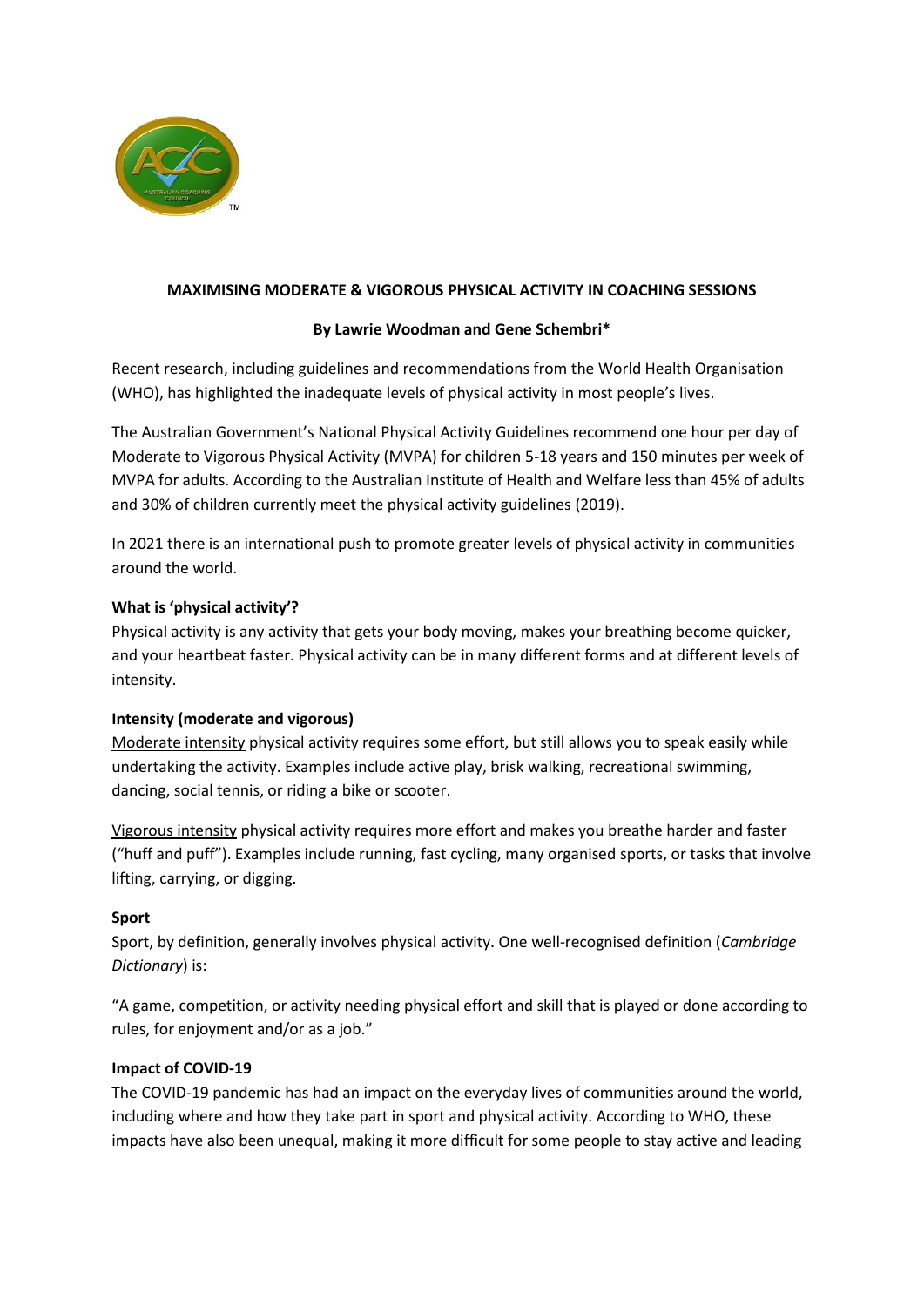**MAXIMISING MODERATE & VIGOROUS PHYSICAL ACTIVITY IN COACHING SESSIONS**

**By Lawrie Woodman and Gene Schembri***

Recent research, including guidelines and recommendations from the World Health Organisation (WHO), has highlighted the inadequate levels of physical activity in most people's lives.

The Australian Government's National Physical Activity Guidelines recommend one hour per day of Moderate to Vigorous Physical Activity (MVPA) for children 5-18 years and 150 minutes per week of MVPA for adults. According to the Australian Institute of Health and Welfare less than 45% of adults and 30% of children currently meet the physical activity guidelines (2019).

In 2021 there is an international push to promote greater levels of physical activity in communities around the world.

**What is 'physical activity'?**

Physical activity is any activity that gets your body moving, makes your breathing become quicker, and your heartbeat faster. Physical activity can be in many different forms and at different levels of intensity.

**Intensity (moderate and vigorous)**

Moderate intensity physical activity requires some effort, but still allows you to speak easily while undertaking the activity. Examples include active play, brisk walking, recreational swimming, dancing, social tennis, or riding a bike or scooter.

Vigorous intensity physical activity requires more effort and makes you breathe harder and faster ("huff and puff"). Examples include running, fast cycling, many organised sports, or tasks that involve lifting, carrying, or digging.

**Sport**

Sport, by definition, generally involves physical activity. One well-recognised definition (*Cambridge Dictionary*) is:

"A game, competition, or activity needing physical effort and skill that is played or done according to rules, for enjoyment and/or as a job."

**Impact of COVID-19**

The COVID-19 pandemic has had an impact on the everyday lives of communities around the world, including where and how they take part in sport and physical activity. According to WHO, these impacts have also been unequal, making it more difficult for some people to stay active and leading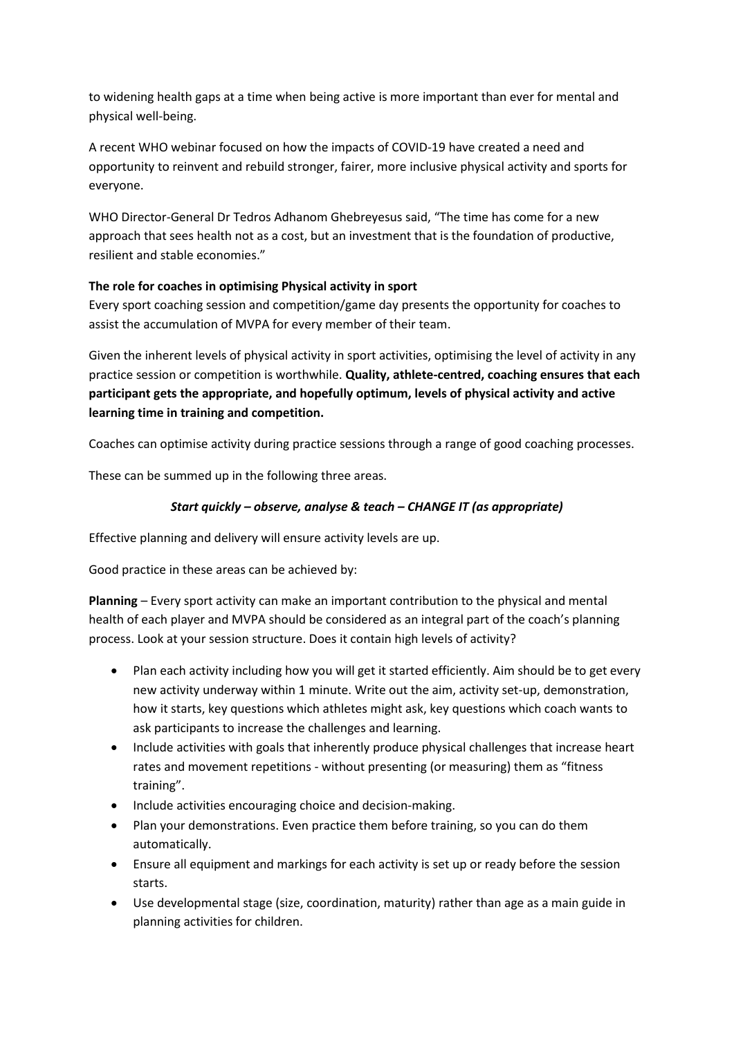to widening health gaps at a time when being active is more important than ever for mental and physical well-being.

A recent WHO webinar focused on how the impacts of COVID-19 have created a need and opportunity to reinvent and rebuild stronger, fairer, more inclusive physical activity and sports for everyone.

WHO Director-General Dr Tedros Adhanom Ghebreyesus said, "The time has come for a new approach that sees health not as a cost, but an investment that is the foundation of productive, resilient and stable economies."

**The role for coaches in optimising Physical activity in sport**

Every sport coaching session and competition/game day presents the opportunity for coaches to assist the accumulation of MVPA for every member of their team.

Given the inherent levels of physical activity in sport activities, optimising the level of activity in any practice session or competition is worthwhile. **Quality, athlete-centred, coaching ensures that each participant gets the appropriate, and hopefully optimum, levels of physical activity and active learning time in training and competition.**

Coaches can optimise activity during practice sessions through a range of good coaching processes.

These can be summed up in the following three areas.

***Start quickly – observe, analyse & teach – CHANGE IT (as appropriate)***

Effective planning and delivery will ensure activity levels are up.

Good practice in these areas can be achieved by:

**Planning** – Every sport activity can make an important contribution to the physical and mental health of each player and MVPA should be considered as an integral part of the coach's planning process. Look at your session structure. Does it contain high levels of activity?

- Plan each activity including how you will get it started efficiently. Aim should be to get every new activity underway within 1 minute. Write out the aim, activity set-up, demonstration, how it starts, key questions which athletes might ask, key questions which coach wants to ask participants to increase the challenges and learning.
- Include activities with goals that inherently produce physical challenges that increase heart rates and movement repetitions - without presenting (or measuring) them as "fitness training".
- Include activities encouraging choice and decision-making.
- Plan your demonstrations. Even practice them before training, so you can do them automatically.
- Ensure all equipment and markings for each activity is set up or ready before the session starts.
- Use developmental stage (size, coordination, maturity) rather than age as a main guide in planning activities for children.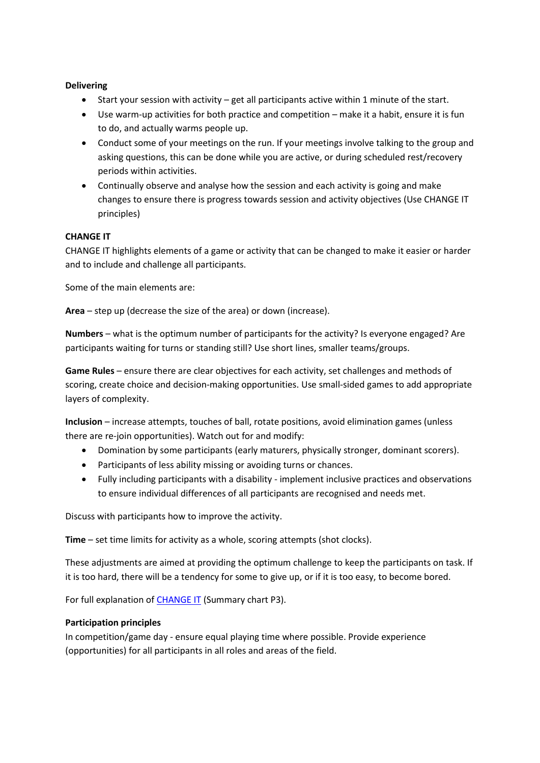**Delivering**

- Start your session with activity – get all participants active within 1 minute of the start.
- Use warm-up activities for both practice and competition – make it a habit, ensure it is fun to do, and actually warms people up.
- Conduct some of your meetings on the run. If your meetings involve talking to the group and asking questions, this can be done while you are active, or during scheduled rest/recovery periods within activities.
- Continually observe and analyse how the session and each activity is going and make changes to ensure there is progress towards session and activity objectives (Use CHANGE IT principles)

**CHANGE IT**

CHANGE IT highlights elements of a game or activity that can be changed to make it easier or harder and to include and challenge all participants.

Some of the main elements are:

**Area** – step up (decrease the size of the area) or down (increase).

**Numbers** – what is the optimum number of participants for the activity? Is everyone engaged? Are participants waiting for turns or standing still? Use short lines, smaller teams/groups.

**Game Rules** – ensure there are clear objectives for each activity, set challenges and methods of scoring, create choice and decision-making opportunities. Use small-sided games to add appropriate layers of complexity.

**Inclusion** – increase attempts, touches of ball, rotate positions, avoid elimination games (unless there are re-join opportunities). Watch out for and modify:

- Domination by some participants (early maturers, physically stronger, dominant scorers).
- Participants of less ability missing or avoiding turns or chances.
- Fully including participants with a disability - implement inclusive practices and observations to ensure individual differences of all participants are recognised and needs met.

Discuss with participants how to improve the activity.

**Time** – set time limits for activity as a whole, scoring attempts (shot clocks).

These adjustments are aimed at providing the optimum challenge to keep the participants on task. If it is too hard, there will be a tendency for some to give up, or if it is too easy, to become bored.

For full explanation of CHANGE IT (Summary chart P3).

**Participation principles**

In competition/game day - ensure equal playing time where possible. Provide experience (opportunities) for all participants in all roles and areas of the field.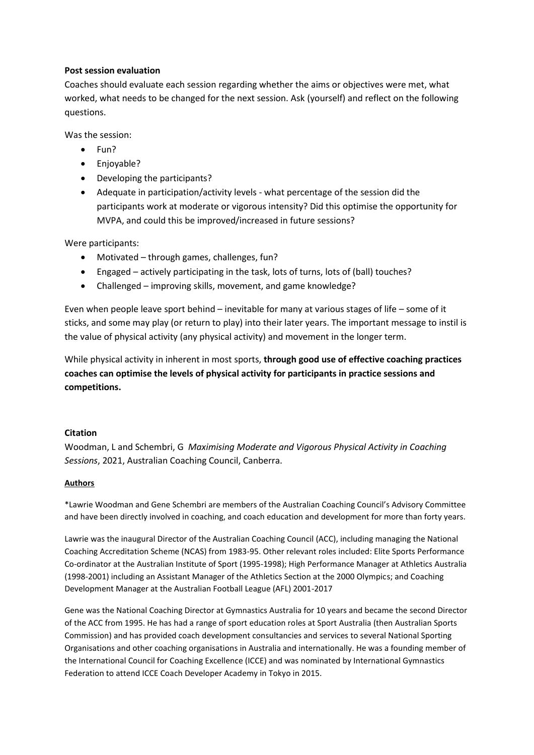**Post session evaluation**

Coaches should evaluate each session regarding whether the aims or objectives were met, what worked, what needs to be changed for the next session. Ask (yourself) and reflect on the following questions.

Was the session:

- Fun?
- Enjoyable?
- Developing the participants?
- Adequate in participation/activity levels - what percentage of the session did the participants work at moderate or vigorous intensity? Did this optimise the opportunity for MVPA, and could this be improved/increased in future sessions?

Were participants:

- Motivated – through games, challenges, fun?
- Engaged – actively participating in the task, lots of turns, lots of (ball) touches?
- Challenged – improving skills, movement, and game knowledge?

Even when people leave sport behind – inevitable for many at various stages of life – some of it sticks, and some may play (or return to play) into their later years. The important message to instil is the value of physical activity (any physical activity) and movement in the longer term.

While physical activity in inherent in most sports, **through good use of effective coaching practices coaches can optimise the levels of physical activity for participants in practice sessions and competitions.**

**Citation**

Woodman, L and Schembri, G *Maximising Moderate and Vigorous Physical Activity in Coaching Sessions*, 2021, Australian Coaching Council, Canberra.

**Authors**

*Lawrie Woodman and Gene Schembri are members of the Australian Coaching Council's Advisory Committee and have been directly involved in coaching, and coach education and development for more than forty years.

Lawrie was the inaugural Director of the Australian Coaching Council (ACC), including managing the National Coaching Accreditation Scheme (NCAS) from 1983-95. Other relevant roles included: Elite Sports Performance Co-ordinator at the Australian Institute of Sport (1995-1998); High Performance Manager at Athletics Australia (1998-2001) including an Assistant Manager of the Athletics Section at the 2000 Olympics; and Coaching Development Manager at the Australian Football League (AFL) 2001-2017

Gene was the National Coaching Director at Gymnastics Australia for 10 years and became the second Director of the ACC from 1995. He has had a range of sport education roles at Sport Australia (then Australian Sports Commission) and has provided coach development consultancies and services to several National Sporting Organisations and other coaching organisations in Australia and internationally. He was a founding member of the International Council for Coaching Excellence (ICCE) and was nominated by International Gymnastics Federation to attend ICCE Coach Developer Academy in Tokyo in 2015.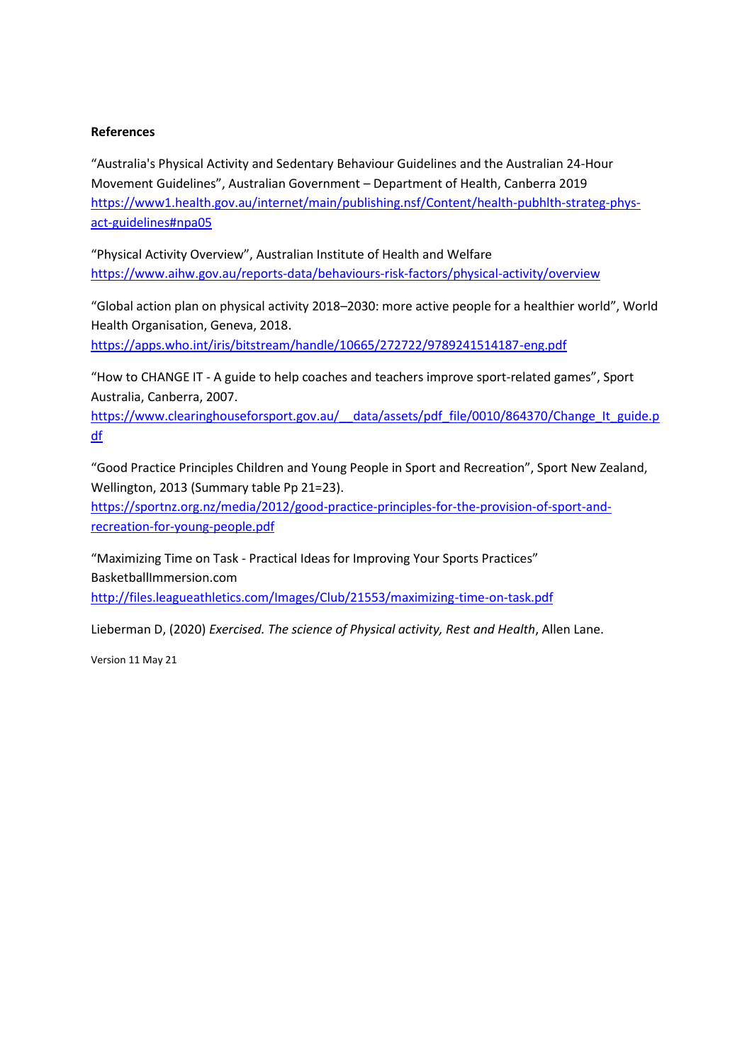**References**

"Australia's Physical Activity and Sedentary Behaviour Guidelines and the Australian 24-Hour Movement Guidelines", Australian Government – Department of Health, Canberra 2019 https://www1.health.gov.au/internet/main/publishing.nsf/Content/health-pubhlth-strateg-phys-act-guidelines#npa05

"Physical Activity Overview", Australian Institute of Health and Welfare https://www.aihw.gov.au/reports-data/behaviours-risk-factors/physical-activity/overview

"Global action plan on physical activity 2018–2030: more active people for a healthier world", World Health Organisation, Geneva, 2018. https://apps.who.int/iris/bitstream/handle/10665/272722/9789241514187-eng.pdf

"How to CHANGE IT - A guide to help coaches and teachers improve sport-related games", Sport Australia, Canberra, 2007. https://www.clearinghouseforsport.gov.au/__data/assets/pdf_file/0010/864370/Change_It_guide.pdf

"Good Practice Principles Children and Young People in Sport and Recreation", Sport New Zealand, Wellington, 2013 (Summary table Pp 21=23). https://sportnz.org.nz/media/2012/good-practice-principles-for-the-provision-of-sport-and-recreation-for-young-people.pdf

"Maximizing Time on Task - Practical Ideas for Improving Your Sports Practices" BasketballImmersion.com http://files.leagueathletics.com/Images/Club/21553/maximizing-time-on-task.pdf

Lieberman D, (2020) *Exercised. The science of Physical activity, Rest and Health*, Allen Lane.

Version 11 May 21